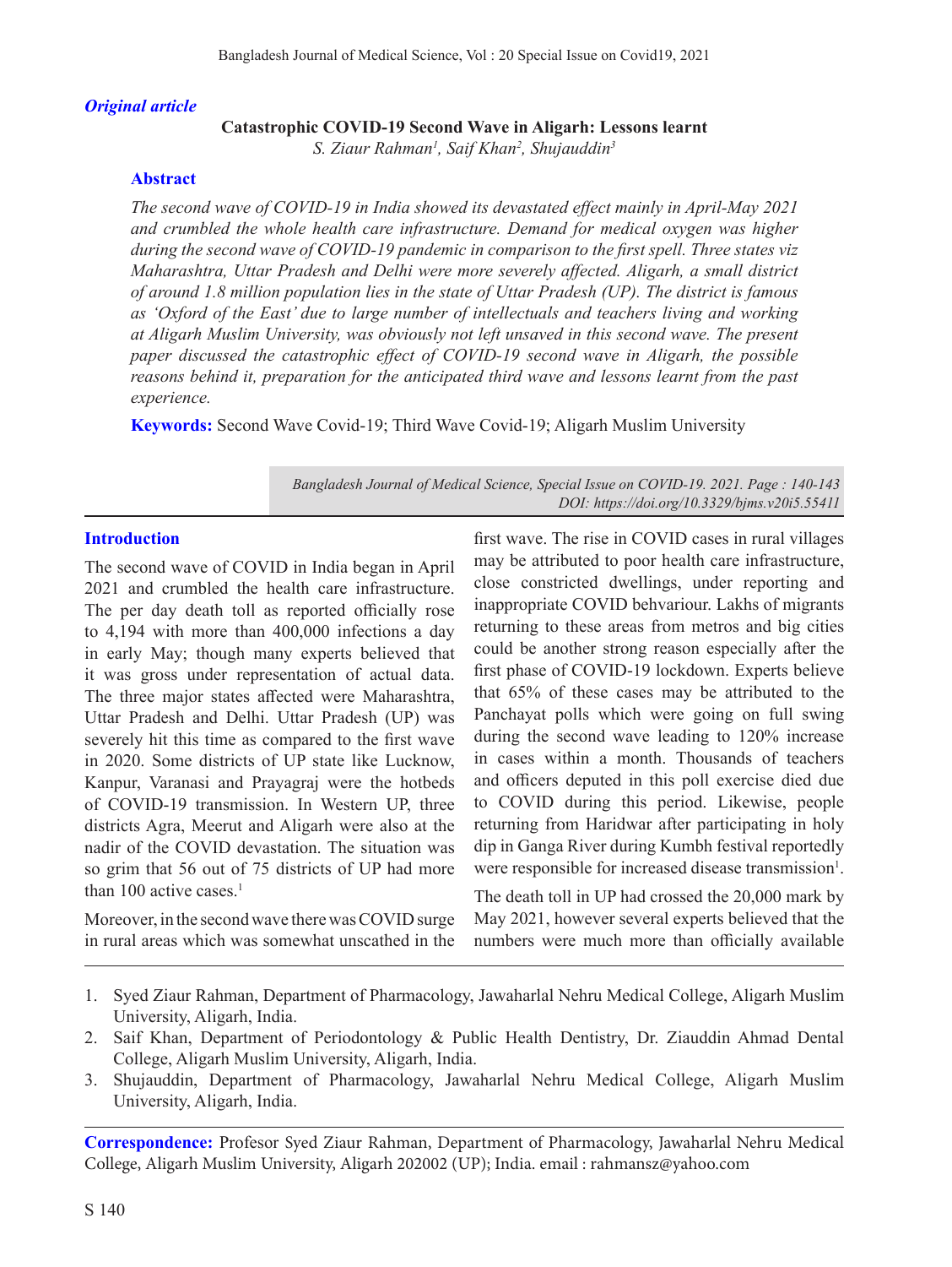*Original article*

# Catastrophic COVID-19 Second Wave in Aligarh: Lessons learnt

*S. Ziaur Rahman[1], Saif Khan[2], Shujauddin[3]*

## Abstract

*The second wave of COVID-19 in India showed its devastated effect mainly in April-May 2021 and crumbled the whole health care infrastructure. Demand for medical oxygen was higher during the second wave of COVID-19 pandemic in comparison to the first spell. Three states viz Maharashtra, Uttar Pradesh and Delhi were more severely affected. Aligarh, a small district of around 1.8 million population lies in the state of Uttar Pradesh (UP). The district is famous as 'Oxford of the East' due to large number of intellectuals and teachers living and working at Aligarh Muslim University, was obviously not left unsaved in this second wave. The present paper discussed the catastrophic effect of COVID-19 second wave in Aligarh, the possible reasons behind it, preparation for the anticipated third wave and lessons learnt from the past experience.*

**Keywords:** Second Wave Covid-19; Third Wave Covid-19; Aligarh Muslim University

*Bangladesh Journal of Medical Science, Special Issue on COVID-19. 2021. Page : 140-143*
*DOI: https://doi.org/10.3329/bjms.v20i5.55411*

## Introduction

The second wave of COVID in India began in April 2021 and crumbled the health care infrastructure. The per day death toll as reported officially rose to 4,194 with more than 400,000 infections a day in early May; though many experts believed that it was gross under representation of actual data. The three major states affected were Maharashtra, Uttar Pradesh and Delhi. Uttar Pradesh (UP) was severely hit this time as compared to the first wave in 2020. Some districts of UP state like Lucknow, Kanpur, Varanasi and Prayagraj were the hotbeds of COVID-19 transmission. In Western UP, three districts Agra, Meerut and Aligarh were also at the nadir of the COVID devastation. The situation was so grim that 56 out of 75 districts of UP had more than 100 active cases.[1]

Moreover, in the second wave there was COVID surge in rural areas which was somewhat unscathed in the first wave. The rise in COVID cases in rural villages may be attributed to poor health care infrastructure, close constricted dwellings, under reporting and inappropriate COVID behvariour. Lakhs of migrants returning to these areas from metros and big cities could be another strong reason especially after the first phase of COVID-19 lockdown. Experts believe that 65% of these cases may be attributed to the Panchayat polls which were going on full swing during the second wave leading to 120% increase in cases within a month. Thousands of teachers and officers deputed in this poll exercise died due to COVID during this period. Likewise, people returning from Haridwar after participating in holy dip in Ganga River during Kumbh festival reportedly were responsible for increased disease transmission[1].

The death toll in UP had crossed the 20,000 mark by May 2021, however several experts believed that the numbers were much more than officially available

1. Syed Ziaur Rahman, Department of Pharmacology, Jawaharlal Nehru Medical College, Aligarh Muslim University, Aligarh, India.
2. Saif Khan, Department of Periodontology & Public Health Dentistry, Dr. Ziauddin Ahmad Dental College, Aligarh Muslim University, Aligarh, India.
3. Shujauddin, Department of Pharmacology, Jawaharlal Nehru Medical College, Aligarh Muslim University, Aligarh, India.

**Correspondence:** Profesor Syed Ziaur Rahman, Department of Pharmacology, Jawaharlal Nehru Medical College, Aligarh Muslim University, Aligarh 202002 (UP); India. email : rahmansz@yahoo.com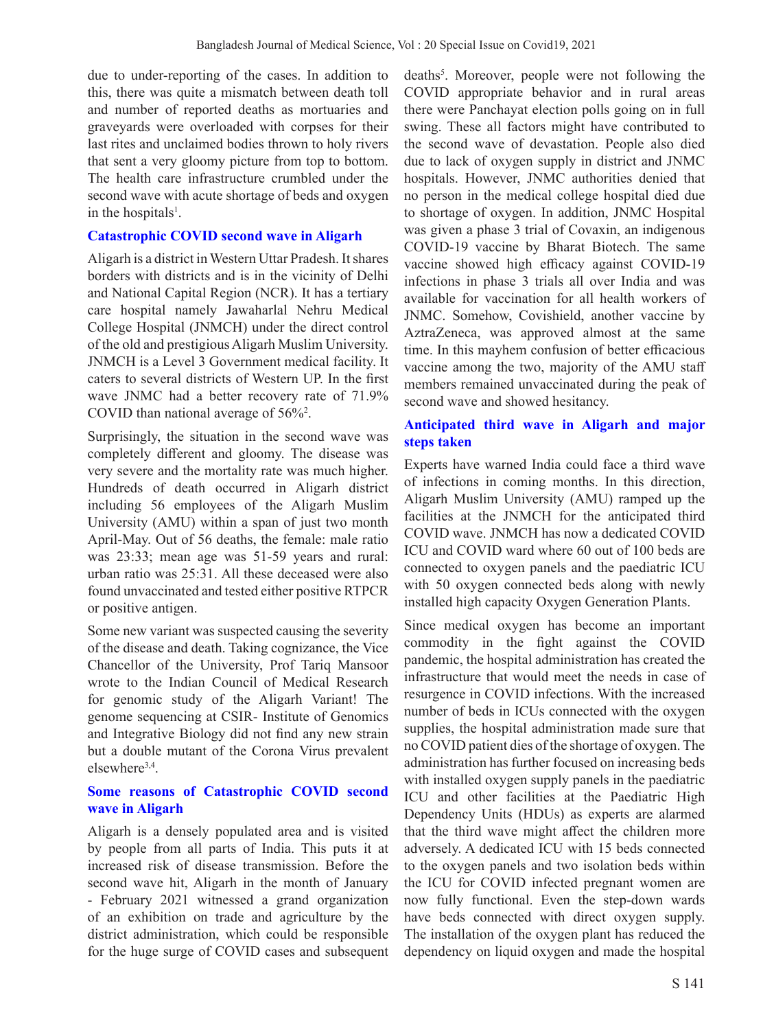due to under-reporting of the cases. In addition to this, there was quite a mismatch between death toll and number of reported deaths as mortuaries and graveyards were overloaded with corpses for their last rites and unclaimed bodies thrown to holy rivers that sent a very gloomy picture from top to bottom. The health care infrastructure crumbled under the second wave with acute shortage of beds and oxygen in the hospitals[1].

## Catastrophic COVID second wave in Aligarh

Aligarh is a district in Western Uttar Pradesh. It shares borders with districts and is in the vicinity of Delhi and National Capital Region (NCR). It has a tertiary care hospital namely Jawaharlal Nehru Medical College Hospital (JNMCH) under the direct control of the old and prestigious Aligarh Muslim University. JNMCH is a Level 3 Government medical facility. It caters to several districts of Western UP. In the first wave JNMC had a better recovery rate of 71.9% COVID than national average of 56%[2].

Surprisingly, the situation in the second wave was completely different and gloomy. The disease was very severe and the mortality rate was much higher. Hundreds of death occurred in Aligarh district including 56 employees of the Aligarh Muslim University (AMU) within a span of just two month April-May. Out of 56 deaths, the female: male ratio was 23:33; mean age was 51-59 years and rural: urban ratio was 25:31. All these deceased were also found unvaccinated and tested either positive RTPCR or positive antigen.

Some new variant was suspected causing the severity of the disease and death. Taking cognizance, the Vice Chancellor of the University, Prof Tariq Mansoor wrote to the Indian Council of Medical Research for genomic study of the Aligarh Variant! The genome sequencing at CSIR- Institute of Genomics and Integrative Biology did not find any new strain but a double mutant of the Corona Virus prevalent elsewhere[3,4].

## Some reasons of Catastrophic COVID second wave in Aligarh

Aligarh is a densely populated area and is visited by people from all parts of India. This puts it at increased risk of disease transmission. Before the second wave hit, Aligarh in the month of January - February 2021 witnessed a grand organization of an exhibition on trade and agriculture by the district administration, which could be responsible for the huge surge of COVID cases and subsequent deaths[5]. Moreover, people were not following the COVID appropriate behavior and in rural areas there were Panchayat election polls going on in full swing. These all factors might have contributed to the second wave of devastation. People also died due to lack of oxygen supply in district and JNMC hospitals. However, JNMC authorities denied that no person in the medical college hospital died due to shortage of oxygen. In addition, JNMC Hospital was given a phase 3 trial of Covaxin, an indigenous COVID-19 vaccine by Bharat Biotech. The same vaccine showed high efficacy against COVID-19 infections in phase 3 trials all over India and was available for vaccination for all health workers of JNMC. Somehow, Covishield, another vaccine by AztraZeneca, was approved almost at the same time. In this mayhem confusion of better efficacious vaccine among the two, majority of the AMU staff members remained unvaccinated during the peak of second wave and showed hesitancy.

## Anticipated third wave in Aligarh and major steps taken

Experts have warned India could face a third wave of infections in coming months. In this direction, Aligarh Muslim University (AMU) ramped up the facilities at the JNMCH for the anticipated third COVID wave. JNMCH has now a dedicated COVID ICU and COVID ward where 60 out of 100 beds are connected to oxygen panels and the paediatric ICU with 50 oxygen connected beds along with newly installed high capacity Oxygen Generation Plants.

Since medical oxygen has become an important commodity in the fight against the COVID pandemic, the hospital administration has created the infrastructure that would meet the needs in case of resurgence in COVID infections. With the increased number of beds in ICUs connected with the oxygen supplies, the hospital administration made sure that no COVID patient dies of the shortage of oxygen. The administration has further focused on increasing beds with installed oxygen supply panels in the paediatric ICU and other facilities at the Paediatric High Dependency Units (HDUs) as experts are alarmed that the third wave might affect the children more adversely. A dedicated ICU with 15 beds connected to the oxygen panels and two isolation beds within the ICU for COVID infected pregnant women are now fully functional. Even the step-down wards have beds connected with direct oxygen supply. The installation of the oxygen plant has reduced the dependency on liquid oxygen and made the hospital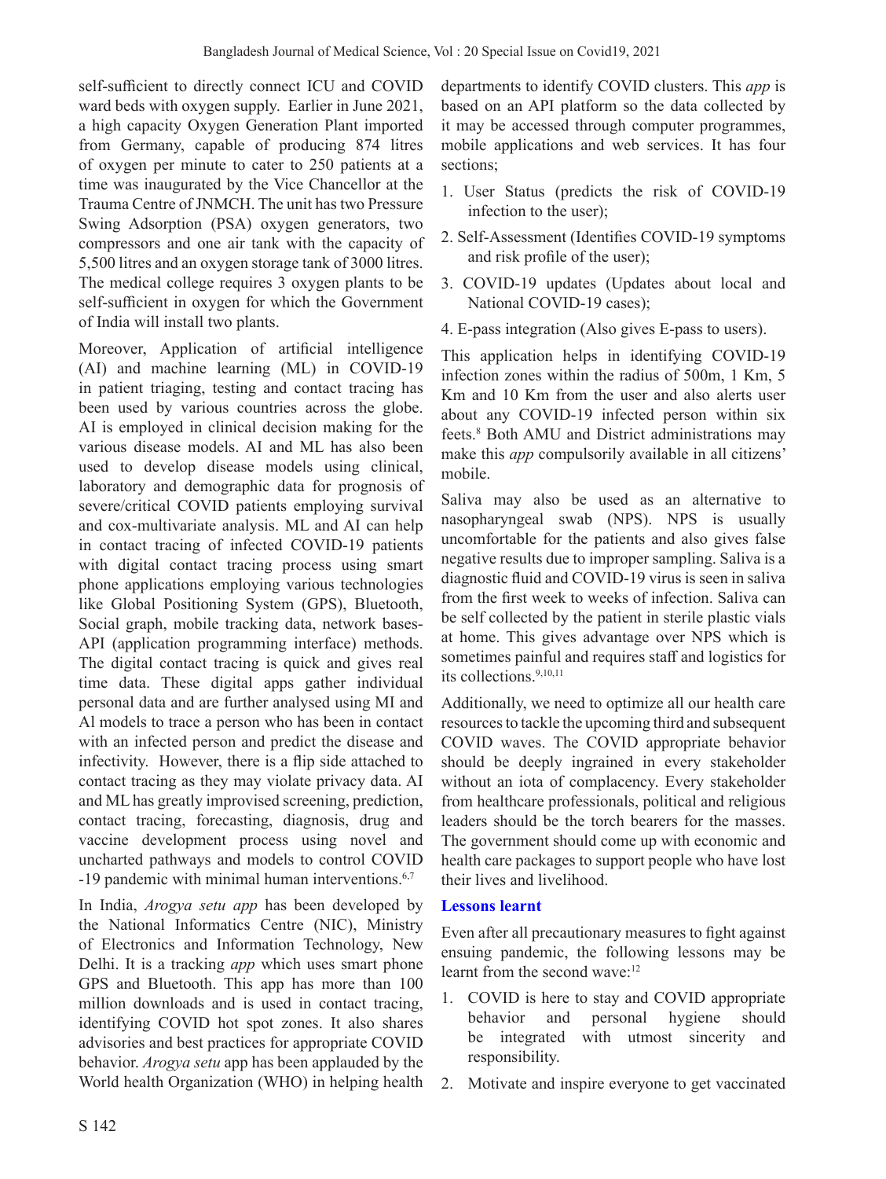self-sufficient to directly connect ICU and COVID ward beds with oxygen supply. Earlier in June 2021, a high capacity Oxygen Generation Plant imported from Germany, capable of producing 874 litres of oxygen per minute to cater to 250 patients at a time was inaugurated by the Vice Chancellor at the Trauma Centre of JNMCH. The unit has two Pressure Swing Adsorption (PSA) oxygen generators, two compressors and one air tank with the capacity of 5,500 litres and an oxygen storage tank of 3000 litres. The medical college requires 3 oxygen plants to be self-sufficient in oxygen for which the Government of India will install two plants.

Moreover, Application of artificial intelligence (AI) and machine learning (ML) in COVID-19 in patient triaging, testing and contact tracing has been used by various countries across the globe. AI is employed in clinical decision making for the various disease models. AI and ML has also been used to develop disease models using clinical, laboratory and demographic data for prognosis of severe/critical COVID patients employing survival and cox-multivariate analysis. ML and AI can help in contact tracing of infected COVID-19 patients with digital contact tracing process using smart phone applications employing various technologies like Global Positioning System (GPS), Bluetooth, Social graph, mobile tracking data, network bases-API (application programming interface) methods. The digital contact tracing is quick and gives real time data. These digital apps gather individual personal data and are further analysed using MI and Al models to trace a person who has been in contact with an infected person and predict the disease and infectivity. However, there is a flip side attached to contact tracing as they may violate privacy data. AI and ML has greatly improvised screening, prediction, contact tracing, forecasting, diagnosis, drug and vaccine development process using novel and uncharted pathways and models to control COVID -19 pandemic with minimal human interventions.[6,7]

In India, *Arogya setu app* has been developed by the National Informatics Centre (NIC), Ministry of Electronics and Information Technology, New Delhi. It is a tracking *app* which uses smart phone GPS and Bluetooth. This app has more than 100 million downloads and is used in contact tracing, identifying COVID hot spot zones. It also shares advisories and best practices for appropriate COVID behavior. *Arogya setu* app has been applauded by the World health Organization (WHO) in helping health departments to identify COVID clusters. This *app* is based on an API platform so the data collected by it may be accessed through computer programmes, mobile applications and web services. It has four sections;

1. User Status (predicts the risk of COVID-19 infection to the user);
2. Self-Assessment (Identifies COVID-19 symptoms and risk profile of the user);
3. COVID-19 updates (Updates about local and National COVID-19 cases);
4. E-pass integration (Also gives E-pass to users).

This application helps in identifying COVID-19 infection zones within the radius of 500m, 1 Km, 5 Km and 10 Km from the user and also alerts user about any COVID-19 infected person within six feets.[8] Both AMU and District administrations may make this *app* compulsorily available in all citizens' mobile.

Saliva may also be used as an alternative to nasopharyngeal swab (NPS). NPS is usually uncomfortable for the patients and also gives false negative results due to improper sampling. Saliva is a diagnostic fluid and COVID-19 virus is seen in saliva from the first week to weeks of infection. Saliva can be self collected by the patient in sterile plastic vials at home. This gives advantage over NPS which is sometimes painful and requires staff and logistics for its collections.[9,10,11]

Additionally, we need to optimize all our health care resources to tackle the upcoming third and subsequent COVID waves. The COVID appropriate behavior should be deeply ingrained in every stakeholder without an iota of complacency. Every stakeholder from healthcare professionals, political and religious leaders should be the torch bearers for the masses. The government should come up with economic and health care packages to support people who have lost their lives and livelihood.

## Lessons learnt

Even after all precautionary measures to fight against ensuing pandemic, the following lessons may be learnt from the second wave:[12]

1. COVID is here to stay and COVID appropriate behavior and personal hygiene should be integrated with utmost sincerity and responsibility.
2. Motivate and inspire everyone to get vaccinated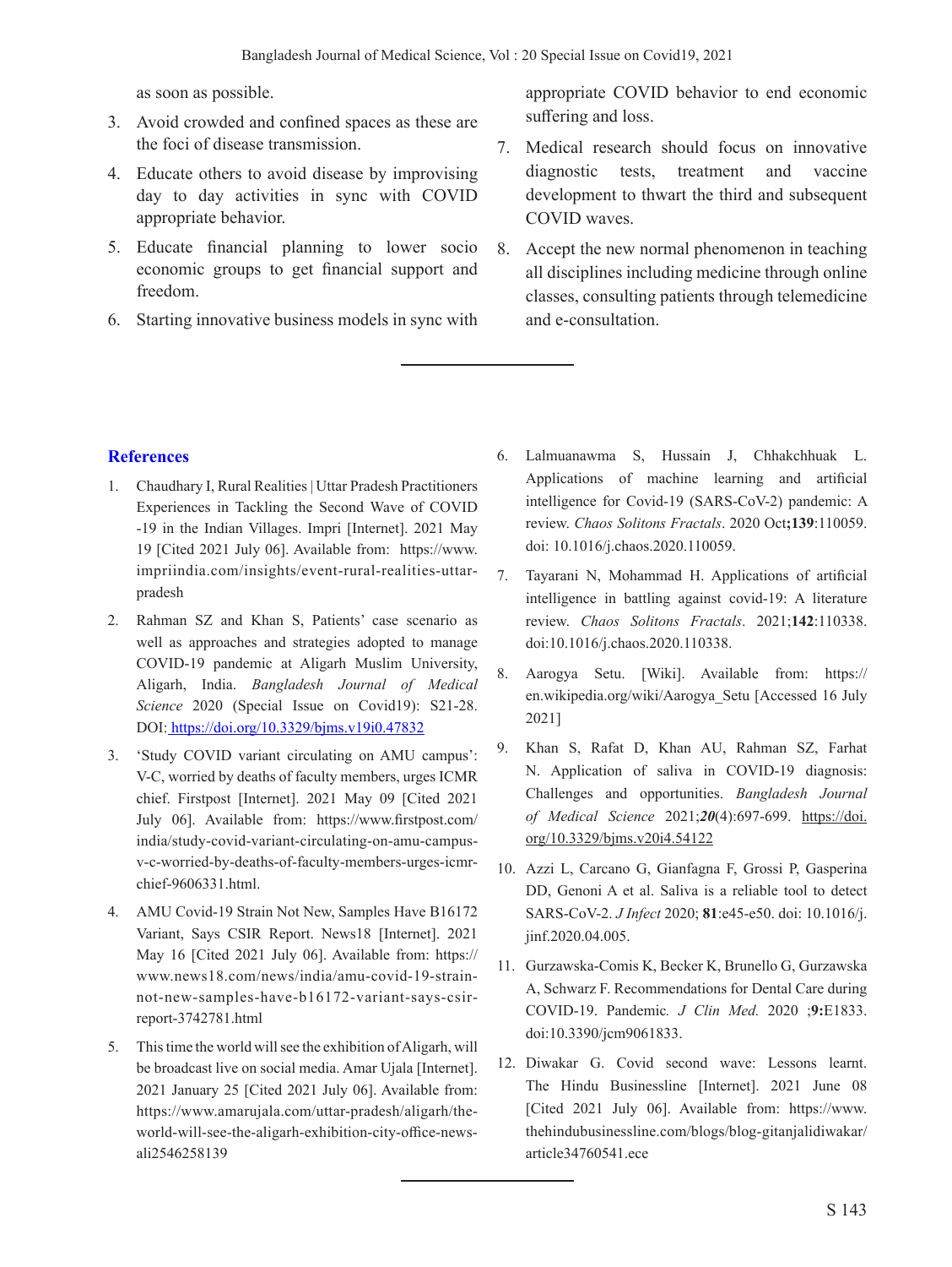as soon as possible.

3. Avoid crowded and confined spaces as these are the foci of disease transmission.
4. Educate others to avoid disease by improving day to day activities in sync with COVID appropriate behavior.
5. Educate financial planning to lower socio economic groups to get financial support and freedom.
6. Starting innovative business models in sync with appropriate COVID behavior to end economic suffering and loss.
7. Medical research should focus on innovative diagnostic tests, treatment and vaccine development to thwart the third and subsequent COVID waves.
8. Accept the new normal phenomenon in teaching all disciplines including medicine through online classes, consulting patients through telemedicine and e-consultation.

## References

1. Chaudhary I, Rural Realities | Uttar Pradesh Practitioners Experiences in Tackling the Second Wave of COVID -19 in the Indian Villages. Impri [Internet]. 2021 May 19 [Cited 2021 July 06]. Available from: https://www.impriindia.com/insights/event-rural-realities-uttar-pradesh
2. Rahman SZ and Khan S, Patients' case scenario as well as approaches and strategies adopted to manage COVID-19 pandemic at Aligarh Muslim University, Aligarh, India. *Bangladesh Journal of Medical Science* 2020 (Special Issue on Covid19): S21-28. DOI: https://doi.org/10.3329/bjms.v19i0.47832
3. 'Study COVID variant circulating on AMU campus': V-C, worried by deaths of faculty members, urges ICMR chief. Firstpost [Internet]. 2021 May 09 [Cited 2021 July 06]. Available from: https://www.firstpost.com/india/study-covid-variant-circulating-on-amu-campus-v-c-worried-by-deaths-of-faculty-members-urges-icmr-chief-9606331.html.
4. AMU Covid-19 Strain Not New, Samples Have B16172 Variant, Says CSIR Report. News18 [Internet]. 2021 May 16 [Cited 2021 July 06]. Available from: https://www.news18.com/news/india/amu-covid-19-strain-not-new-samples-have-b16172-variant-says-csir-report-3742781.html
5. This time the world will see the exhibition of Aligarh, will be broadcast live on social media. Amar Ujala [Internet]. 2021 January 25 [Cited 2021 July 06]. Available from: https://www.amarujala.com/uttar-pradesh/aligarh/the-world-will-see-the-aligarh-exhibition-city-office-news-ali2546258139
6. Lalmuanawma S, Hussain J, Chhakchhuak L. Applications of machine learning and artificial intelligence for Covid-19 (SARS-CoV-2) pandemic: A review. *Chaos Solitons Fractals*. 2020 Oct**;139**:110059. doi: 10.1016/j.chaos.2020.110059.
7. Tayarani N, Mohammad H. Applications of artificial intelligence in battling against covid-19: A literature review. *Chaos Solitons Fractals*. 2021;**142**:110338. doi:10.1016/j.chaos.2020.110338.
8. Aarogya Setu. [Wiki]. Available from: https://en.wikipedia.org/wiki/Aarogya_Setu [Accessed 16 July 2021]
9. Khan S, Rafat D, Khan AU, Rahman SZ, Farhat N. Application of saliva in COVID-19 diagnosis: Challenges and opportunities. *Bangladesh Journal of Medical Science* 2021;***20***(4):697-699. https://doi.org/10.3329/bjms.v20i4.54122
10. Azzi L, Carcano G, Gianfagna F, Grossi P, Gasperina DD, Genoni A et al. Saliva is a reliable tool to detect SARS-CoV-2. *J Infect* 2020; **81**:e45-e50. doi: 10.1016/j.jinf.2020.04.005.
11. Gurzawska-Comis K, Becker K, Brunello G, Gurzawska A, Schwarz F. Recommendations for Dental Care during COVID-19. Pandemic*. J Clin Med.* 2020 ;**9:**E1833. doi:10.3390/jcm9061833.
12. Diwakar G. Covid second wave: Lessons learnt. The Hindu Businessline [Internet]. 2021 June 08 [Cited 2021 July 06]. Available from: https://www.thehindubusinessline.com/blogs/blog-gitanjalidiwakar/article34760541.ece